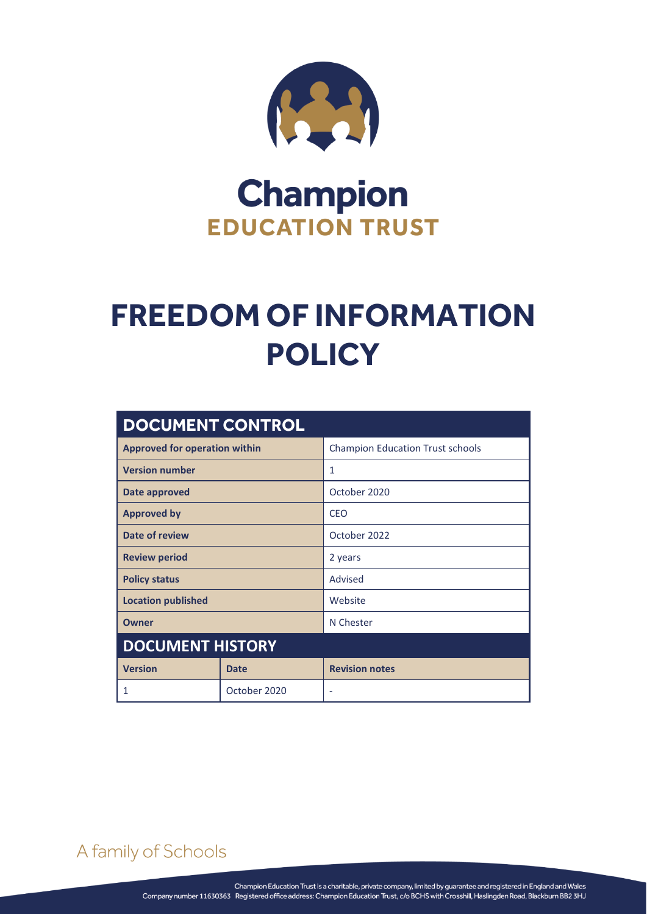# Champion EDUCATION TRUST

# FREEDOM OF INFORMATION POLICY

| DOCUMENT CONTROL | | |
|---|---|---|
| **Approved for operation within** | | Champion Education Trust schools |
| **Version number** | | 1 |
| **Date approved** | | October 2020 |
| **Approved by** | | CEO |
| **Date of review** | | October 2022 |
| **Review period** | | 2 years |
| **Policy status** | | Advised |
| **Location published** | | Website |
| **Owner** | | N Chester |

| DOCUMENT HISTORY | | |
|---|---|---|
| **Version** | **Date** | **Revision notes** |
| 1 | October 2020 | - |

A family of Schools

Champion Education Trust is a charitable, private company, limited by guarantee and registered in England and Wales
Company number 11630363 Registered office address: Champion Education Trust, c/o BCHS with Crosshill, Haslingden Road, Blackburn BB2 3HJ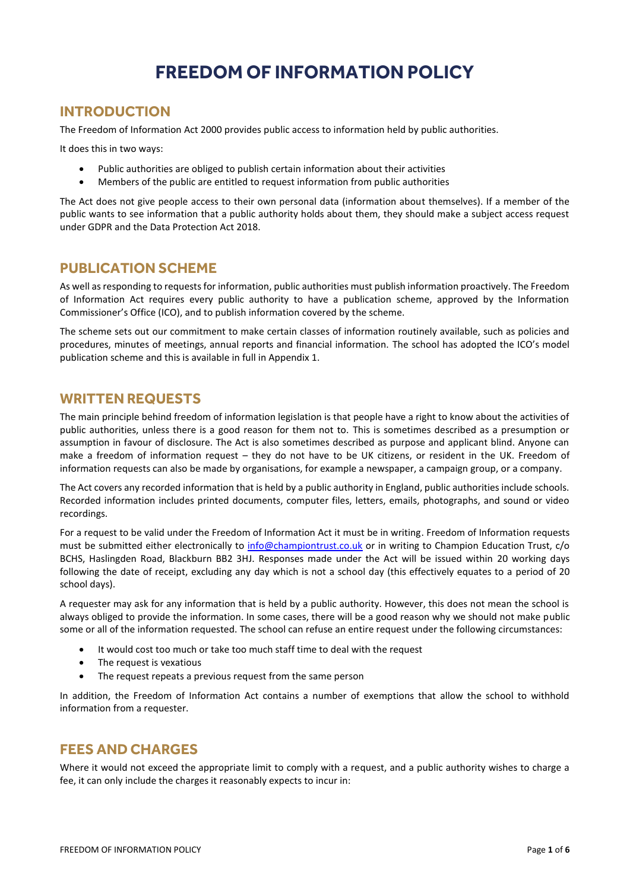# FREEDOM OF INFORMATION POLICY

## INTRODUCTION

The Freedom of Information Act 2000 provides public access to information held by public authorities.

It does this in two ways:

- Public authorities are obliged to publish certain information about their activities
- Members of the public are entitled to request information from public authorities

The Act does not give people access to their own personal data (information about themselves). If a member of the public wants to see information that a public authority holds about them, they should make a subject access request under GDPR and the Data Protection Act 2018.

## PUBLICATION SCHEME

As well as responding to requests for information, public authorities must publish information proactively. The Freedom of Information Act requires every public authority to have a publication scheme, approved by the Information Commissioner's Office (ICO), and to publish information covered by the scheme.

The scheme sets out our commitment to make certain classes of information routinely available, such as policies and procedures, minutes of meetings, annual reports and financial information. The school has adopted the ICO's model publication scheme and this is available in full in Appendix 1.

## WRITTEN REQUESTS

The main principle behind freedom of information legislation is that people have a right to know about the activities of public authorities, unless there is a good reason for them not to. This is sometimes described as a presumption or assumption in favour of disclosure. The Act is also sometimes described as purpose and applicant blind. Anyone can make a freedom of information request – they do not have to be UK citizens, or resident in the UK. Freedom of information requests can also be made by organisations, for example a newspaper, a campaign group, or a company.

The Act covers any recorded information that is held by a public authority in England, public authorities include schools. Recorded information includes printed documents, computer files, letters, emails, photographs, and sound or video recordings.

For a request to be valid under the Freedom of Information Act it must be in writing. Freedom of Information requests must be submitted either electronically to info@championtrust.co.uk or in writing to Champion Education Trust, c/o BCHS, Haslingden Road, Blackburn BB2 3HJ. Responses made under the Act will be issued within 20 working days following the date of receipt, excluding any day which is not a school day (this effectively equates to a period of 20 school days).

A requester may ask for any information that is held by a public authority. However, this does not mean the school is always obliged to provide the information. In some cases, there will be a good reason why we should not make public some or all of the information requested. The school can refuse an entire request under the following circumstances:

- It would cost too much or take too much staff time to deal with the request
- The request is vexatious
- The request repeats a previous request from the same person

In addition, the Freedom of Information Act contains a number of exemptions that allow the school to withhold information from a requester.

## FEES AND CHARGES

Where it would not exceed the appropriate limit to comply with a request, and a public authority wishes to charge a fee, it can only include the charges it reasonably expects to incur in: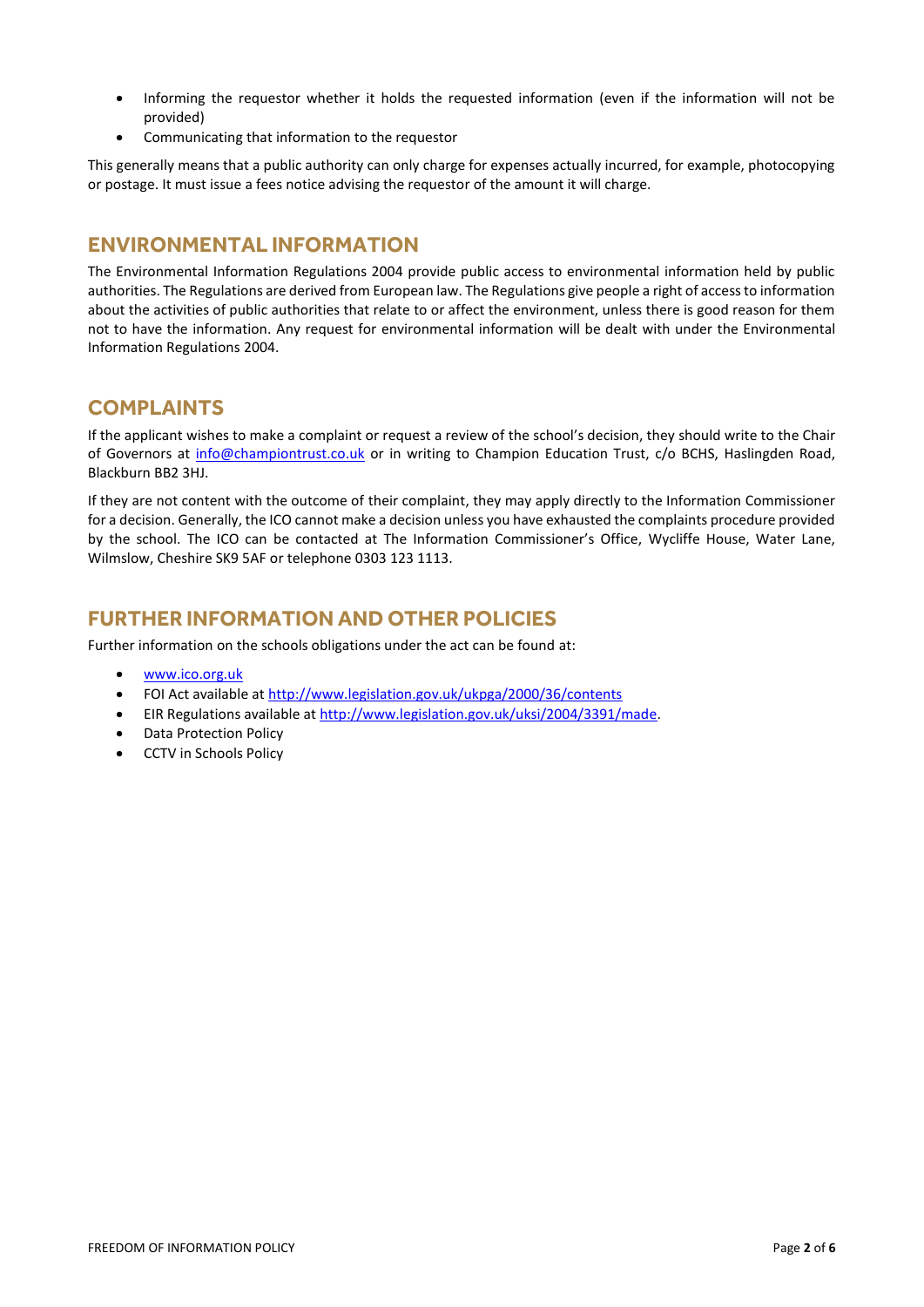- Informing the requestor whether it holds the requested information (even if the information will not be provided)
- Communicating that information to the requestor

This generally means that a public authority can only charge for expenses actually incurred, for example, photocopying or postage. It must issue a fees notice advising the requestor of the amount it will charge.

## ENVIRONMENTAL INFORMATION

The Environmental Information Regulations 2004 provide public access to environmental information held by public authorities. The Regulations are derived from European law. The Regulations give people a right of access to information about the activities of public authorities that relate to or affect the environment, unless there is good reason for them not to have the information. Any request for environmental information will be dealt with under the Environmental Information Regulations 2004.

## COMPLAINTS

If the applicant wishes to make a complaint or request a review of the school's decision, they should write to the Chair of Governors at info@championtrust.co.uk or in writing to Champion Education Trust, c/o BCHS, Haslingden Road, Blackburn BB2 3HJ.

If they are not content with the outcome of their complaint, they may apply directly to the Information Commissioner for a decision. Generally, the ICO cannot make a decision unless you have exhausted the complaints procedure provided by the school. The ICO can be contacted at The Information Commissioner's Office, Wycliffe House, Water Lane, Wilmslow, Cheshire SK9 5AF or telephone 0303 123 1113.

## FURTHER INFORMATION AND OTHER POLICIES

Further information on the schools obligations under the act can be found at:

- www.ico.org.uk
- FOI Act available at http://www.legislation.gov.uk/ukpga/2000/36/contents
- EIR Regulations available at http://www.legislation.gov.uk/uksi/2004/3391/made.
- Data Protection Policy
- CCTV in Schools Policy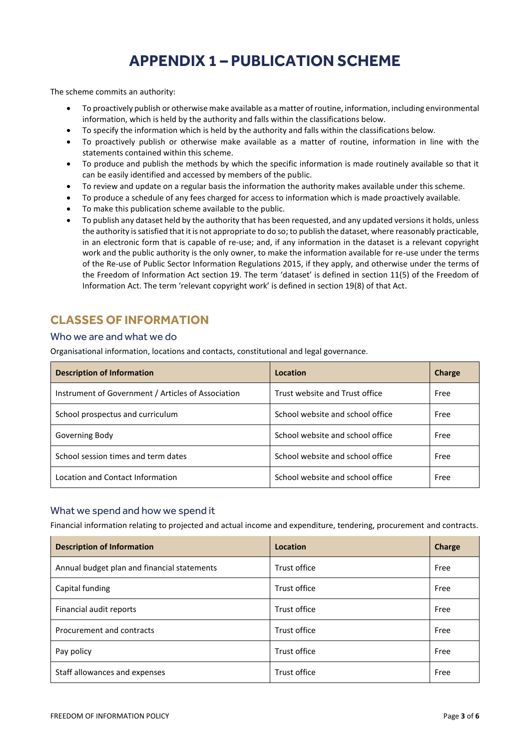# APPENDIX 1 – PUBLICATION SCHEME

The scheme commits an authority:

- To proactively publish or otherwise make available as a matter of routine, information, including environmental information, which is held by the authority and falls within the classifications below.
- To specify the information which is held by the authority and falls within the classifications below.
- To proactively publish or otherwise make available as a matter of routine, information in line with the statements contained within this scheme.
- To produce and publish the methods by which the specific information is made routinely available so that it can be easily identified and accessed by members of the public.
- To review and update on a regular basis the information the authority makes available under this scheme.
- To produce a schedule of any fees charged for access to information which is made proactively available.
- To make this publication scheme available to the public.
- To publish any dataset held by the authority that has been requested, and any updated versions it holds, unless the authority is satisfied that it is not appropriate to do so; to publish the dataset, where reasonably practicable, in an electronic form that is capable of re-use; and, if any information in the dataset is a relevant copyright work and the public authority is the only owner, to make the information available for re-use under the terms of the Re-use of Public Sector Information Regulations 2015, if they apply, and otherwise under the terms of the Freedom of Information Act section 19. The term 'dataset' is defined in section 11(5) of the Freedom of Information Act. The term 'relevant copyright work' is defined in section 19(8) of that Act.

## CLASSES OF INFORMATION

### Who we are and what we do

Organisational information, locations and contacts, constitutional and legal governance.

| Description of Information | Location | Charge |
|---|---|---|
| Instrument of Government / Articles of Association | Trust website and Trust office | Free |
| School prospectus and curriculum | School website and school office | Free |
| Governing Body | School website and school office | Free |
| School session times and term dates | School website and school office | Free |
| Location and Contact Information | School website and school office | Free |

### What we spend and how we spend it

Financial information relating to projected and actual income and expenditure, tendering, procurement and contracts.

| Description of Information | Location | Charge |
|---|---|---|
| Annual budget plan and financial statements | Trust office | Free |
| Capital funding | Trust office | Free |
| Financial audit reports | Trust office | Free |
| Procurement and contracts | Trust office | Free |
| Pay policy | Trust office | Free |
| Staff allowances and expenses | Trust office | Free |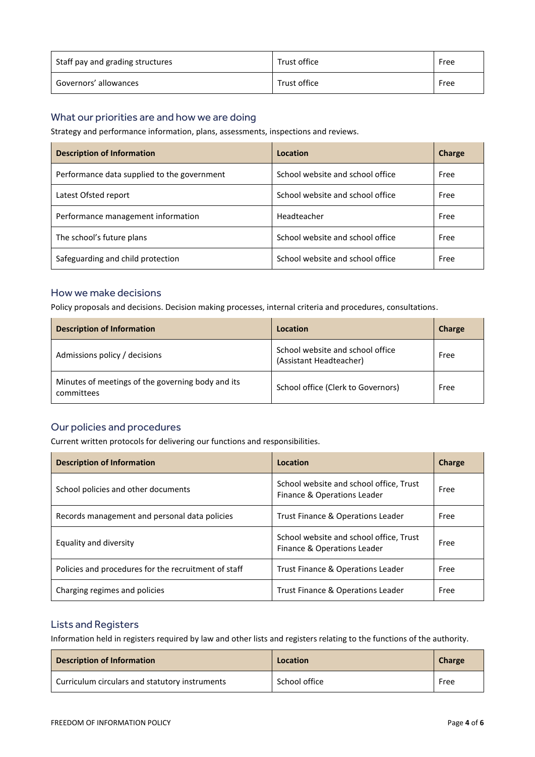| Staff pay and grading structures | Trust office | Free |
|---|---|---|
| Governors' allowances | Trust office | Free |

## What our priorities are and how we are doing

Strategy and performance information, plans, assessments, inspections and reviews.

| Description of Information | Location | Charge |
|---|---|---|
| Performance data supplied to the government | School website and school office | Free |
| Latest Ofsted report | School website and school office | Free |
| Performance management information | Headteacher | Free |
| The school's future plans | School website and school office | Free |
| Safeguarding and child protection | School website and school office | Free |

## How we make decisions

Policy proposals and decisions. Decision making processes, internal criteria and procedures, consultations.

| Description of Information | Location | Charge |
|---|---|---|
| Admissions policy / decisions | School website and school office (Assistant Headteacher) | Free |
| Minutes of meetings of the governing body and its committees | School office (Clerk to Governors) | Free |

## Our policies and procedures

Current written protocols for delivering our functions and responsibilities.

| Description of Information | Location | Charge |
|---|---|---|
| School policies and other documents | School website and school office, Trust Finance & Operations Leader | Free |
| Records management and personal data policies | Trust Finance & Operations Leader | Free |
| Equality and diversity | School website and school office, Trust Finance & Operations Leader | Free |
| Policies and procedures for the recruitment of staff | Trust Finance & Operations Leader | Free |
| Charging regimes and policies | Trust Finance & Operations Leader | Free |

## Lists and Registers

Information held in registers required by law and other lists and registers relating to the functions of the authority.

| Description of Information | Location | Charge |
|---|---|---|
| Curriculum circulars and statutory instruments | School office | Free |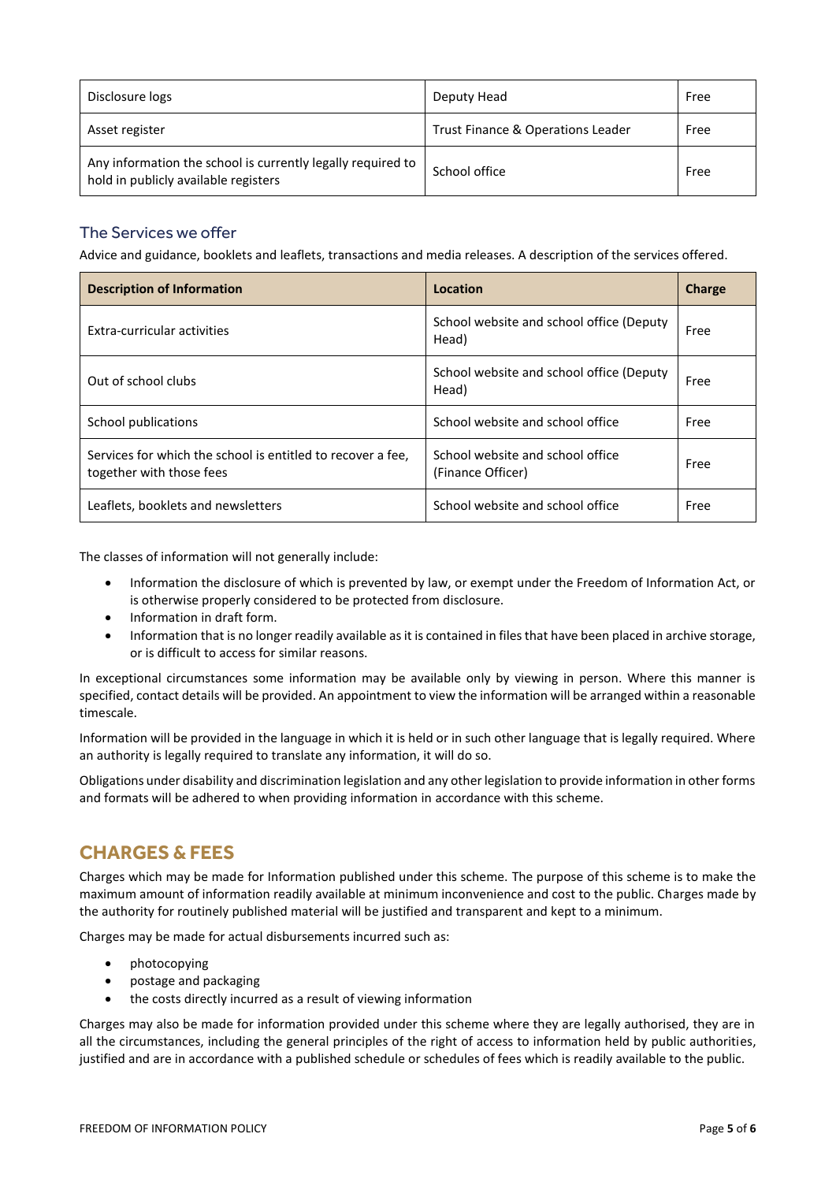| Disclosure logs | Deputy Head | Free |
| --- | --- | --- |
| Asset register | Trust Finance & Operations Leader | Free |
| Any information the school is currently legally required to hold in publicly available registers | School office | Free |

### The Services we offer

Advice and guidance, booklets and leaflets, transactions and media releases. A description of the services offered.

| Description of Information | Location | Charge |
| --- | --- | --- |
| Extra-curricular activities | School website and school office (Deputy Head) | Free |
| Out of school clubs | School website and school office (Deputy Head) | Free |
| School publications | School website and school office | Free |
| Services for which the school is entitled to recover a fee, together with those fees | School website and school office (Finance Officer) | Free |
| Leaflets, booklets and newsletters | School website and school office | Free |

The classes of information will not generally include:

- Information the disclosure of which is prevented by law, or exempt under the Freedom of Information Act, or is otherwise properly considered to be protected from disclosure.
- Information in draft form.
- Information that is no longer readily available as it is contained in files that have been placed in archive storage, or is difficult to access for similar reasons.

In exceptional circumstances some information may be available only by viewing in person. Where this manner is specified, contact details will be provided. An appointment to view the information will be arranged within a reasonable timescale.

Information will be provided in the language in which it is held or in such other language that is legally required. Where an authority is legally required to translate any information, it will do so.

Obligations under disability and discrimination legislation and any other legislation to provide information in other forms and formats will be adhered to when providing information in accordance with this scheme.

## CHARGES & FEES

Charges which may be made for Information published under this scheme. The purpose of this scheme is to make the maximum amount of information readily available at minimum inconvenience and cost to the public. Charges made by the authority for routinely published material will be justified and transparent and kept to a minimum.

Charges may be made for actual disbursements incurred such as:

- photocopying
- postage and packaging
- the costs directly incurred as a result of viewing information

Charges may also be made for information provided under this scheme where they are legally authorised, they are in all the circumstances, including the general principles of the right of access to information held by public authorities, justified and are in accordance with a published schedule or schedules of fees which is readily available to the public.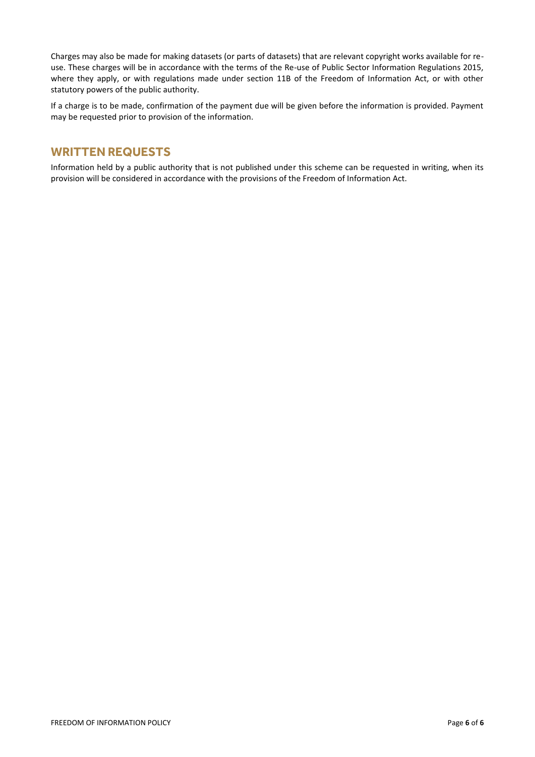Charges may also be made for making datasets (or parts of datasets) that are relevant copyright works available for re-use. These charges will be in accordance with the terms of the Re-use of Public Sector Information Regulations 2015, where they apply, or with regulations made under section 11B of the Freedom of Information Act, or with other statutory powers of the public authority.

If a charge is to be made, confirmation of the payment due will be given before the information is provided. Payment may be requested prior to provision of the information.

## WRITTEN REQUESTS

Information held by a public authority that is not published under this scheme can be requested in writing, when its provision will be considered in accordance with the provisions of the Freedom of Information Act.